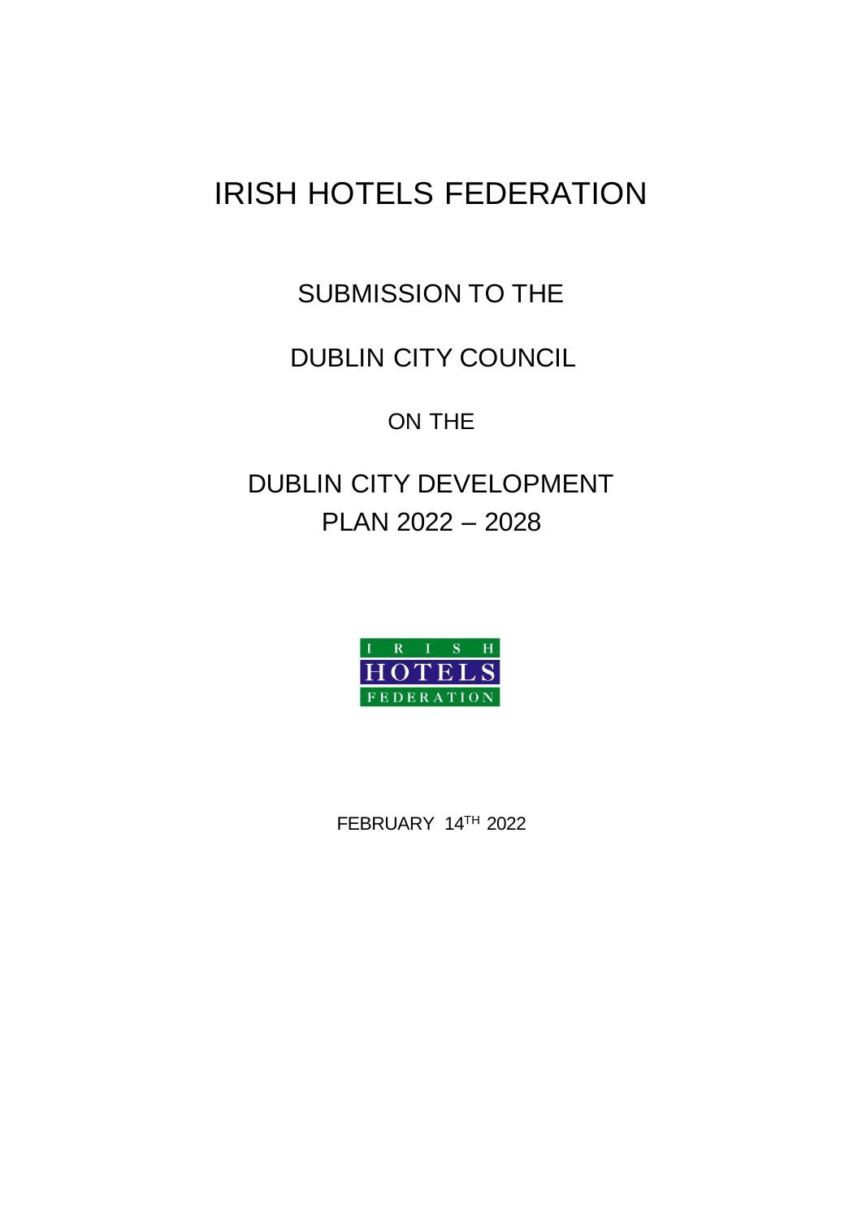# IRISH HOTELS FEDERATION

## SUBMISSION TO THE

## DUBLIN CITY COUNCIL

ON THE

## DUBLIN CITY DEVELOPMENT PLAN 2022 – 2028

IRISH HOTELS FEDERATION

FEBRUARY 14TH 2022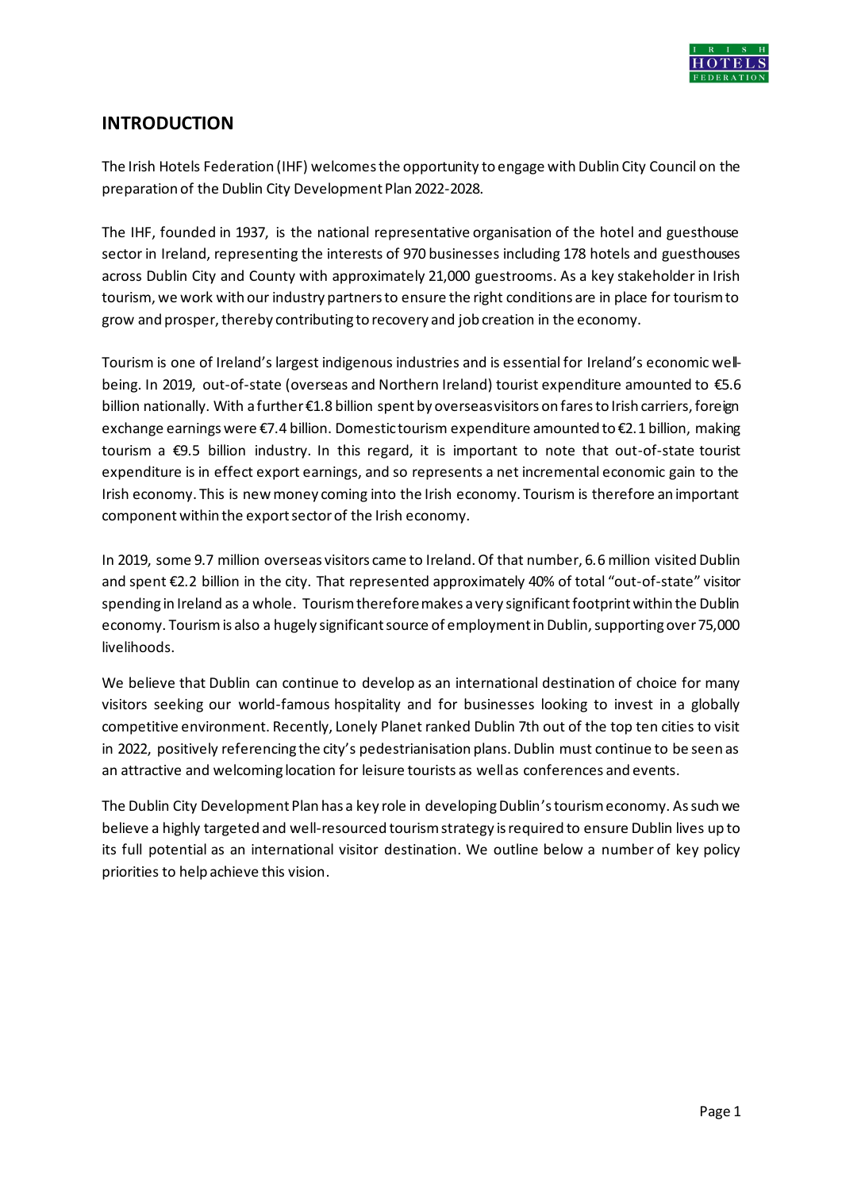## INTRODUCTION

The Irish Hotels Federation (IHF) welcomes the opportunity to engage with Dublin City Council on the preparation of the Dublin City Development Plan 2022-2028.

The IHF, founded in 1937, is the national representative organisation of the hotel and guesthouse sector in Ireland, representing the interests of 970 businesses including 178 hotels and guesthouses across Dublin City and County with approximately 21,000 guestrooms. As a key stakeholder in Irish tourism, we work with our industry partners to ensure the right conditions are in place for tourism to grow and prosper, thereby contributing to recovery and job creation in the economy.

Tourism is one of Ireland's largest indigenous industries and is essential for Ireland's economic well-being. In 2019, out-of-state (overseas and Northern Ireland) tourist expenditure amounted to €5.6 billion nationally. With a further €1.8 billion spent by overseas visitors on fares to Irish carriers, foreign exchange earnings were €7.4 billion. Domestic tourism expenditure amounted to €2.1 billion, making tourism a €9.5 billion industry. In this regard, it is important to note that out-of-state tourist expenditure is in effect export earnings, and so represents a net incremental economic gain to the Irish economy. This is new money coming into the Irish economy. Tourism is therefore an important component within the export sector of the Irish economy.

In 2019, some 9.7 million overseas visitors came to Ireland. Of that number, 6.6 million visited Dublin and spent €2.2 billion in the city. That represented approximately 40% of total "out-of-state" visitor spending in Ireland as a whole. Tourism therefore makes a very significant footprint within the Dublin economy. Tourism is also a hugely significant source of employment in Dublin, supporting over 75,000 livelihoods.

We believe that Dublin can continue to develop as an international destination of choice for many visitors seeking our world-famous hospitality and for businesses looking to invest in a globally competitive environment. Recently, Lonely Planet ranked Dublin 7th out of the top ten cities to visit in 2022, positively referencing the city's pedestrianisation plans. Dublin must continue to be seen as an attractive and welcoming location for leisure tourists as well as conferences and events.

The Dublin City Development Plan has a key role in developing Dublin's tourism economy. As such we believe a highly targeted and well-resourced tourism strategy is required to ensure Dublin lives up to its full potential as an international visitor destination. We outline below a number of key policy priorities to help achieve this vision.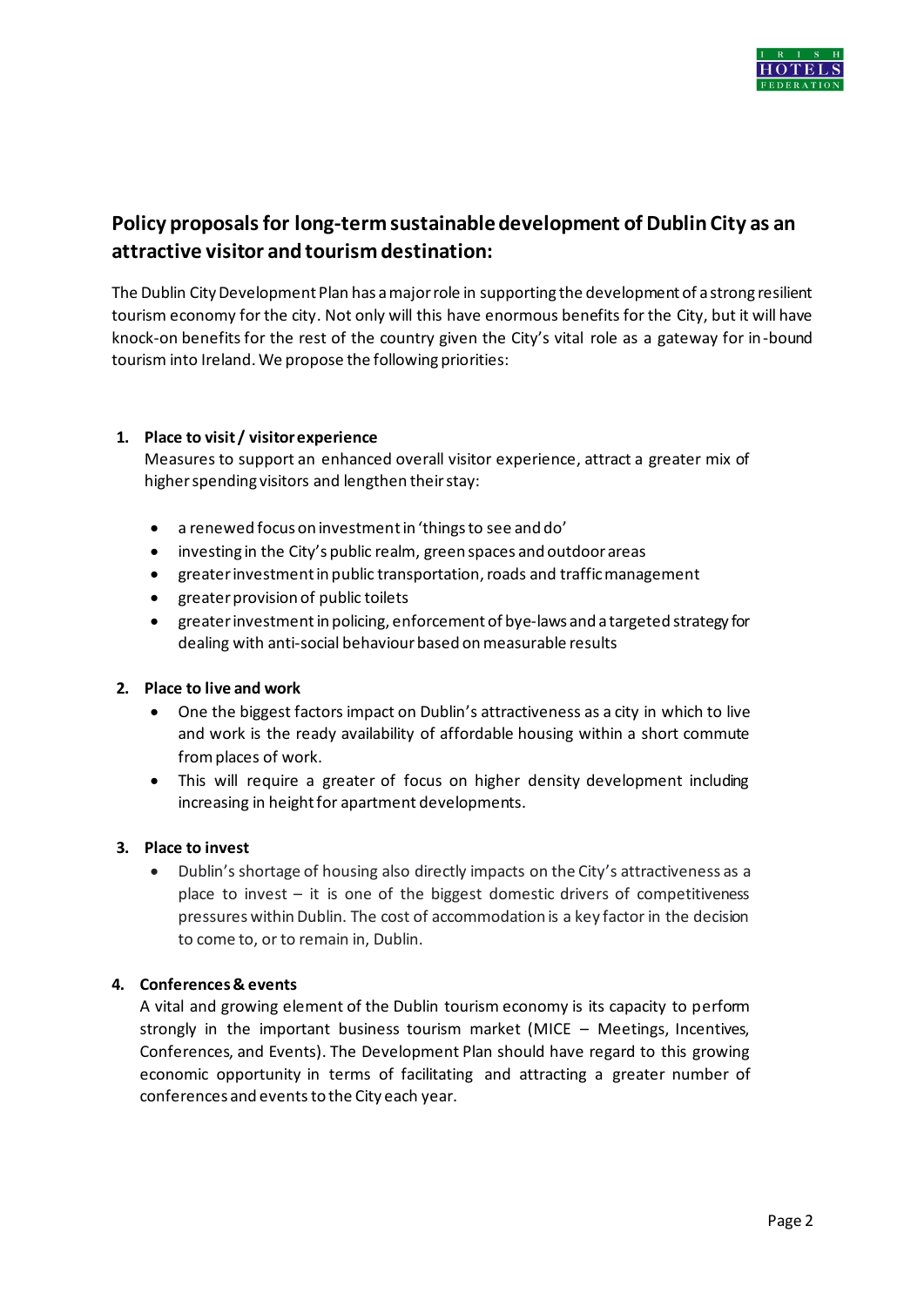## Policy proposals for long-term sustainable development of Dublin City as an attractive visitor and tourism destination:

The Dublin City Development Plan has a major role in supporting the development of a strong resilient tourism economy for the city. Not only will this have enormous benefits for the City, but it will have knock-on benefits for the rest of the country given the City's vital role as a gateway for in-bound tourism into Ireland. We propose the following priorities:

1. **Place to visit / visitor experience**
   Measures to support an enhanced overall visitor experience, attract a greater mix of higher spending visitors and lengthen their stay:

   - a renewed focus on investment in 'things to see and do'
   - investing in the City's public realm, green spaces and outdoor areas
   - greater investment in public transportation, roads and traffic management
   - greater provision of public toilets
   - greater investment in policing, enforcement of bye-laws and a targeted strategy for dealing with anti-social behaviour based on measurable results

2. **Place to live and work**
   - One the biggest factors impact on Dublin's attractiveness as a city in which to live and work is the ready availability of affordable housing within a short commute from places of work.
   - This will require a greater of focus on higher density development including increasing in height for apartment developments.

3. **Place to invest**
   - Dublin's shortage of housing also directly impacts on the City's attractiveness as a place to invest – it is one of the biggest domestic drivers of competitiveness pressures within Dublin. The cost of accommodation is a key factor in the decision to come to, or to remain in, Dublin.

4. **Conferences & events**
   A vital and growing element of the Dublin tourism economy is its capacity to perform strongly in the important business tourism market (MICE – Meetings, Incentives, Conferences, and Events). The Development Plan should have regard to this growing economic opportunity in terms of facilitating and attracting a greater number of conferences and events to the City each year.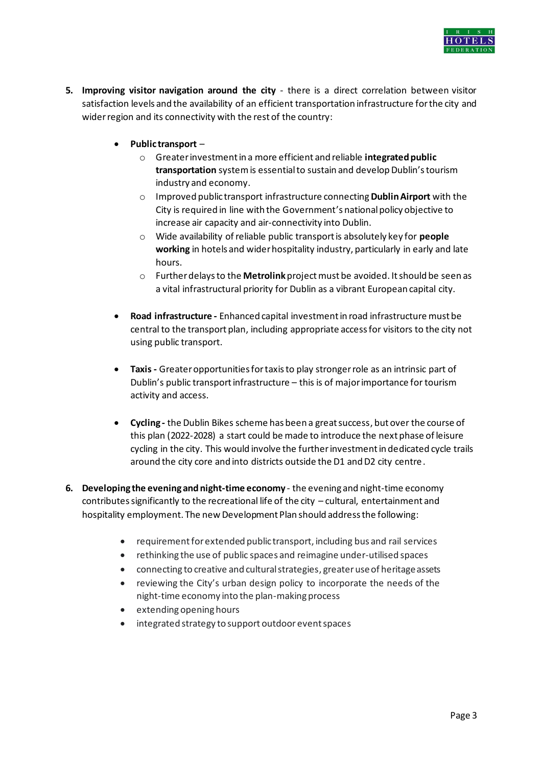5. **Improving visitor navigation around the city** - there is a direct correlation between visitor satisfaction levels and the availability of an efficient transportation infrastructure for the city and wider region and its connectivity with the rest of the country:

    - **Public transport** –
        - Greater investment in a more efficient and reliable **integrated public transportation** system is essential to sustain and develop Dublin's tourism industry and economy.
        - Improved public transport infrastructure connecting **Dublin Airport** with the City is required in line with the Government's national policy objective to increase air capacity and air-connectivity into Dublin.
        - Wide availability of reliable public transport is absolutely key for **people working** in hotels and wider hospitality industry, particularly in early and late hours.
        - Further delays to the **Metrolink** project must be avoided. It should be seen as a vital infrastructural priority for Dublin as a vibrant European capital city.

    - **Road infrastructure -** Enhanced capital investment in road infrastructure must be central to the transport plan, including appropriate access for visitors to the city not using public transport.

    - **Taxis -** Greater opportunities for taxis to play stronger role as an intrinsic part of Dublin's public transport infrastructure – this is of major importance for tourism activity and access.

    - **Cycling -** the Dublin Bikes scheme has been a great success, but over the course of this plan (2022-2028) a start could be made to introduce the next phase of leisure cycling in the city. This would involve the further investment in dedicated cycle trails around the city core and into districts outside the D1 and D2 city centre.

6. **Developing the evening and night-time economy** - the evening and night-time economy contributes significantly to the recreational life of the city – cultural, entertainment and hospitality employment. The new Development Plan should address the following:

    - requirement for extended public transport, including bus and rail services
    - rethinking the use of public spaces and reimagine under-utilised spaces
    - connecting to creative and cultural strategies, greater use of heritage assets
    - reviewing the City's urban design policy to incorporate the needs of the night-time economy into the plan-making process
    - extending opening hours
    - integrated strategy to support outdoor event spaces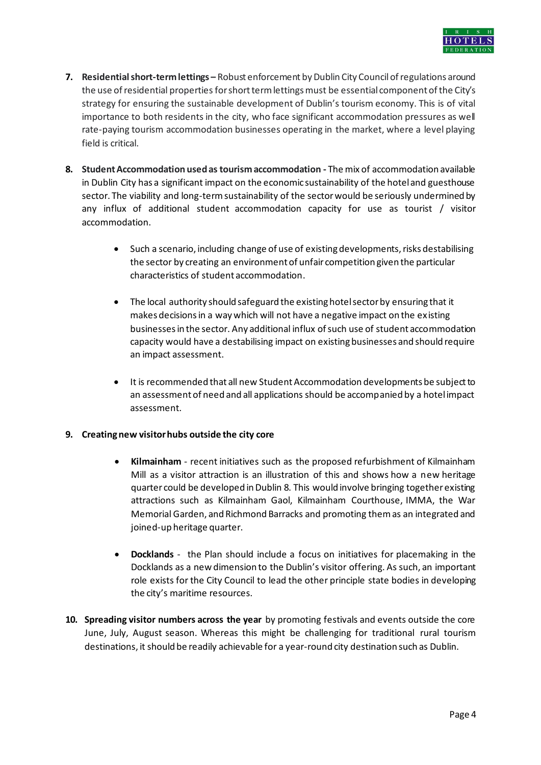7. **Residential short-term lettings –** Robust enforcement by Dublin City Council of regulations around the use of residential properties for short term lettings must be essential component of the City's strategy for ensuring the sustainable development of Dublin's tourism economy. This is of vital importance to both residents in the city, who face significant accommodation pressures as well rate-paying tourism accommodation businesses operating in the market, where a level playing field is critical.

8. **Student Accommodation used as tourism accommodation -** The mix of accommodation available in Dublin City has a significant impact on the economic sustainability of the hotel and guesthouse sector. The viability and long-term sustainability of the sector would be seriously undermined by any influx of additional student accommodation capacity for use as tourist / visitor accommodation.

   - Such a scenario, including change of use of existing developments, risks destabilising the sector by creating an environment of unfair competition given the particular characteristics of student accommodation.

   - The local authority should safeguard the existing hotel sector by ensuring that it makes decisions in a way which will not have a negative impact on the existing businesses in the sector. Any additional influx of such use of student accommodation capacity would have a destabilising impact on existing businesses and should require an impact assessment.

   - It is recommended that all new Student Accommodation developments be subject to an assessment of need and all applications should be accompanied by a hotel impact assessment.

9. **Creating new visitor hubs outside the city core**

   - **Kilmainham** - recent initiatives such as the proposed refurbishment of Kilmainham Mill as a visitor attraction is an illustration of this and shows how a new heritage quarter could be developed in Dublin 8. This would involve bringing together existing attractions such as Kilmainham Gaol, Kilmainham Courthouse, IMMA, the War Memorial Garden, and Richmond Barracks and promoting them as an integrated and joined-up heritage quarter.

   - **Docklands** - the Plan should include a focus on initiatives for placemaking in the Docklands as a new dimension to the Dublin's visitor offering. As such, an important role exists for the City Council to lead the other principle state bodies in developing the city's maritime resources.

10. **Spreading visitor numbers across the year** by promoting festivals and events outside the core June, July, August season. Whereas this might be challenging for traditional rural tourism destinations, it should be readily achievable for a year-round city destination such as Dublin.